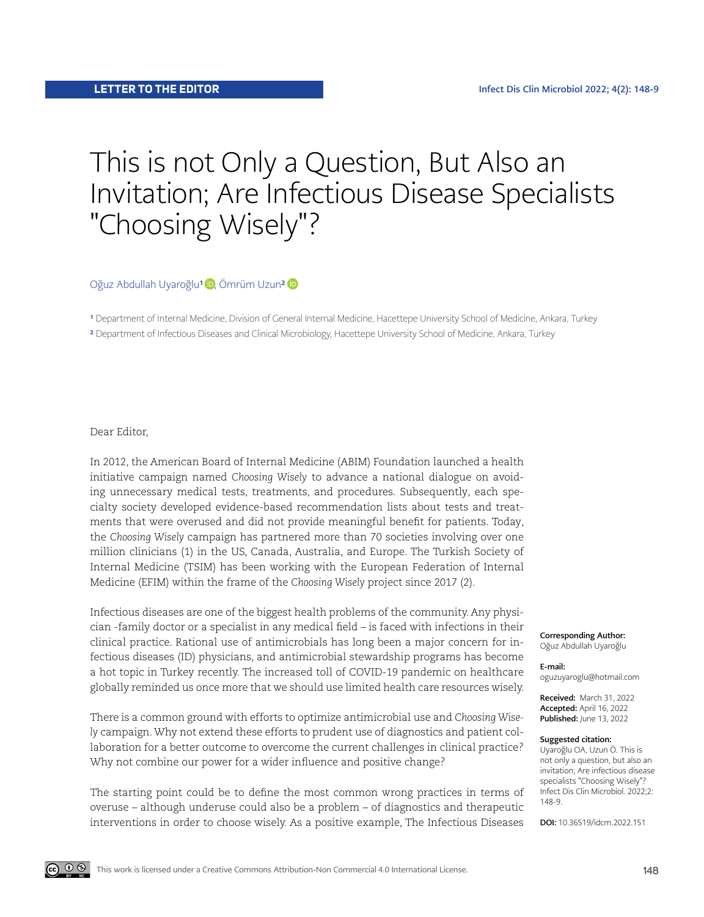LETTER TO THE EDITOR

# This is not Only a Question, But Also an Invitation; Are Infectious Disease Specialists "Choosing Wisely"?

Oğuz Abdullah Uyaroğlu[1], Ömrüm Uzun[2]

[1] Department of Internal Medicine, Division of General Internal Medicine, Hacettepe University School of Medicine, Ankara, Turkey

[2] Department of Infectious Diseases and Clinical Microbiology, Hacettepe University School of Medicine, Ankara, Turkey

**Corresponding Author:** Oğuz Abdullah Uyaroğlu

**E-mail:** oguzuyaroglu@hotmail.com

**Received:** March 31, 2022
**Accepted:** April 16, 2022
**Published:** June 13, 2022

**Suggested citation:**
Uyaroğlu OA, Uzun Ö. This is not only a question, but also an invitation; Are infectious disease specialists "Choosing Wisely"? Infect Dis Clin Microbiol. 2022;2: 148-9.

**DOI:** 10.36519/idcm.2022.151

Dear Editor,

In 2012, the American Board of Internal Medicine (ABIM) Foundation launched a health initiative campaign named *Choosing Wisely* to advance a national dialogue on avoiding unnecessary medical tests, treatments, and procedures. Subsequently, each specialty society developed evidence-based recommendation lists about tests and treatments that were overused and did not provide meaningful benefit for patients. Today, the *Choosing Wisely* campaign has partnered more than 70 societies involving over one million clinicians (1) in the US, Canada, Australia, and Europe. The Turkish Society of Internal Medicine (TSIM) has been working with the European Federation of Internal Medicine (EFIM) within the frame of the *Choosing Wisely* project since 2017 (2).

Infectious diseases are one of the biggest health problems of the community. Any physician -family doctor or a specialist in any medical field – is faced with infections in their clinical practice. Rational use of antimicrobials has long been a major concern for infectious diseases (ID) physicians, and antimicrobial stewardship programs has become a hot topic in Turkey recently. The increased toll of COVID-19 pandemic on healthcare globally reminded us once more that we should use limited health care resources wisely.

There is a common ground with efforts to optimize antimicrobial use and *Choosing Wisely* campaign. Why not extend these efforts to prudent use of diagnostics and patient collaboration for a better outcome to overcome the current challenges in clinical practice? Why not combine our power for a wider influence and positive change?

The starting point could be to define the most common wrong practices in terms of overuse – although underuse could also be a problem – of diagnostics and therapeutic interventions in order to choose wisely. As a positive example, The Infectious Diseases

This work is licensed under a Creative Commons Attribution-Non Commercial 4.0 International License.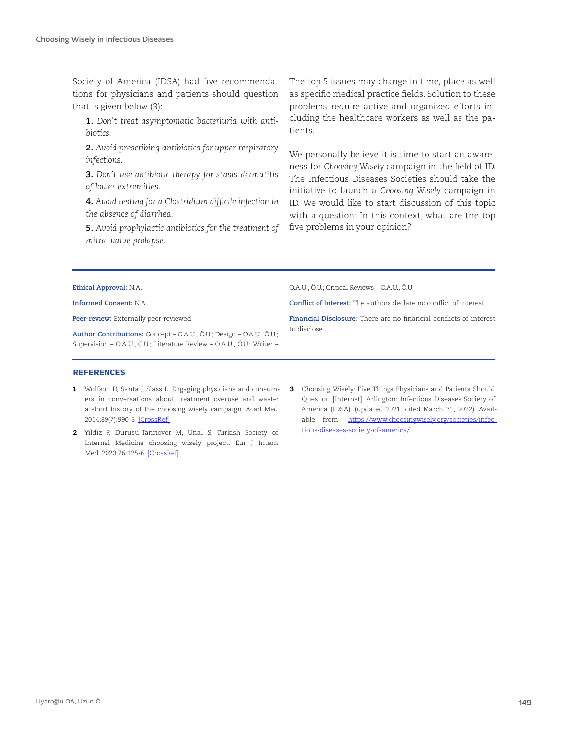Society of America (IDSA) had five recommendations for physicians and patients should question that is given below (3):

1. *Don't treat asymptomatic bacteriuria with antibiotics.*
2. *Avoid prescribing antibiotics for upper respiratory infections.*
3. *Don't use antibiotic therapy for stasis dermatitis of lower extremities.*
4. *Avoid testing for a Clostridium difficile infection in the absence of diarrhea.*
5. *Avoid prophylactic antibiotics for the treatment of mitral valve prolapse.*

The top 5 issues may change in time, place as well as specific medical practice fields. Solution to these problems require active and organized efforts including the healthcare workers as well as the patients.

We personally believe it is time to start an awareness for *Choosing Wisely* campaign in the field of ID. The Infectious Diseases Societies should take the initiative to launch a *Choosing Wisely* campaign in ID. We would like to start discussion of this topic with a question: In this context, what are the top five problems in your opinion?

**Ethical Approval:** N.A.

**Informed Consent:** N.A.

**Peer-review:** Externally peer-reviewed

**Author Contributions:** Concept – O.A.U., Ö.U.; Design – O.A.U., Ö.U.; Supervision – O.A.U., Ö.U.; Literature Review – O.A.U., Ö.U.; Writer – O.A.U., Ö.U.; Critical Reviews – O.A.U., Ö.U.

**Conflict of Interest:** The authors declare no conflict of interest.

**Financial Disclosure:** There are no financial conflicts of interest to disclose.

## REFERENCES

1. Wolfson D, Santa J, Slass L. Engaging physicians and consumers in conversations about treatment overuse and waste: a short history of the choosing wisely campaign. Acad Med. 2014;89(7):990-5. [CrossRef]
2. Yildiz P, Durusu-Tanriover M, Unal S. Turkish Society of Internal Medicine choosing wisely project. Eur J Intern Med. 2020;76:125-6. [CrossRef]
3. Choosing Wisely: Five Things Physicians and Patients Should Question [Internet]. Arlington: Infectious Diseases Society of America (IDSA). (updated 2021; cited March 31, 2022). Available from: https://www.choosingwisely.org/societies/infectious-diseases-society-of-america/